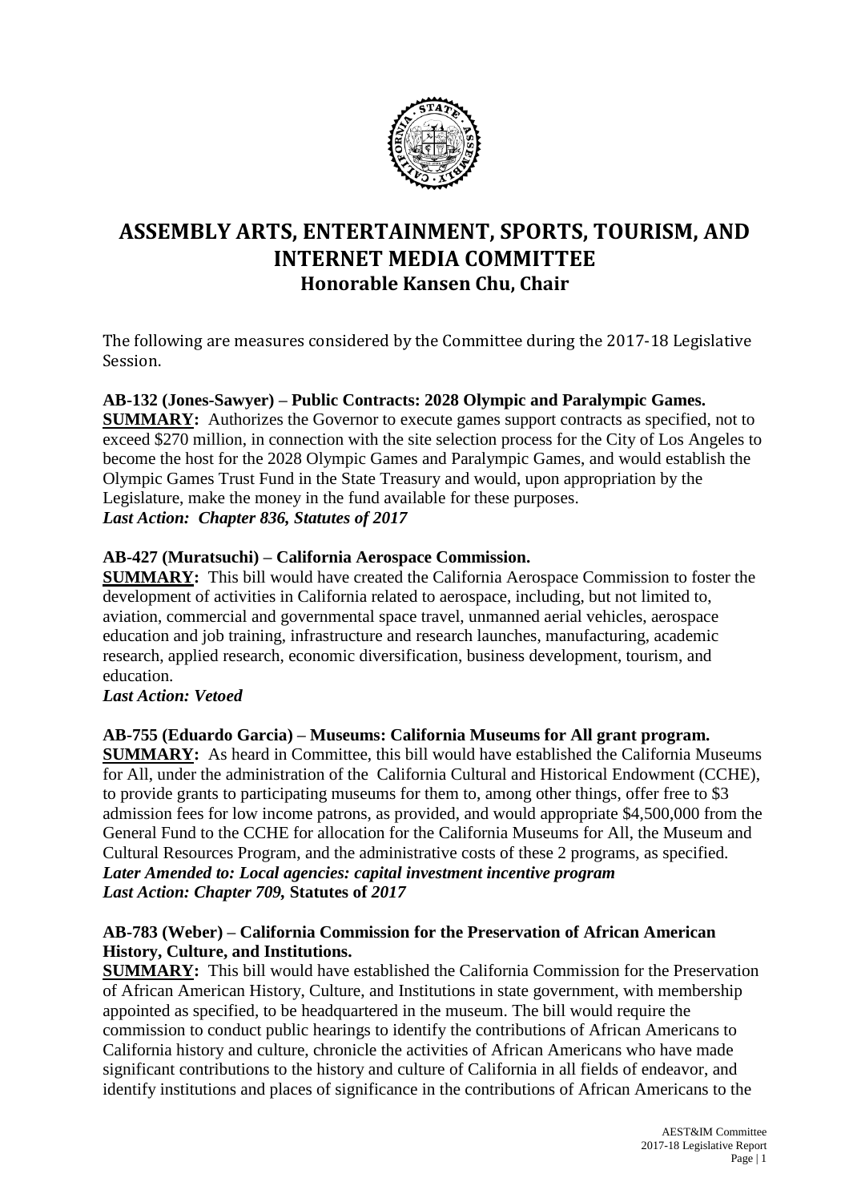# ASSEMBLY ARTS, ENTERTAINMENT, SPORTS, TOURISM, AND INTERNET MEDIA COMMITTEE

## Honorable Kansen Chu, Chair

The following are measures considered by the Committee during the 2017-18 Legislative Session.

**AB-132 (Jones-Sawyer) – Public Contracts: 2028 Olympic and Paralympic Games.**
**SUMMARY:** Authorizes the Governor to execute games support contracts as specified, not to exceed $270 million, in connection with the site selection process for the City of Los Angeles to become the host for the 2028 Olympic Games and Paralympic Games, and would establish the Olympic Games Trust Fund in the State Treasury and would, upon appropriation by the Legislature, make the money in the fund available for these purposes.
***Last Action: Chapter 836, Statutes of 2017***

**AB-427 (Muratsuchi) – California Aerospace Commission.**
**SUMMARY:** This bill would have created the California Aerospace Commission to foster the development of activities in California related to aerospace, including, but not limited to, aviation, commercial and governmental space travel, unmanned aerial vehicles, aerospace education and job training, infrastructure and research launches, manufacturing, academic research, applied research, economic diversification, business development, tourism, and education.
***Last Action: Vetoed***

**AB-755 (Eduardo Garcia) – Museums: California Museums for All grant program.**
**SUMMARY:** As heard in Committee, this bill would have established the California Museums for All, under the administration of the California Cultural and Historical Endowment (CCHE), to provide grants to participating museums for them to, among other things, offer free to $3 admission fees for low income patrons, as provided, and would appropriate $4,500,000 from the General Fund to the CCHE for allocation for the California Museums for All, the Museum and Cultural Resources Program, and the administrative costs of these 2 programs, as specified.
***Later Amended to: Local agencies: capital investment incentive program***
***Last Action: Chapter 709,* Statutes of *2017***

**AB-783 (Weber) – California Commission for the Preservation of African American History, Culture, and Institutions.**
**SUMMARY:** This bill would have established the California Commission for the Preservation of African American History, Culture, and Institutions in state government, with membership appointed as specified, to be headquartered in the museum. The bill would require the commission to conduct public hearings to identify the contributions of African Americans to California history and culture, chronicle the activities of African Americans who have made significant contributions to the history and culture of California in all fields of endeavor, and identify institutions and places of significance in the contributions of African Americans to the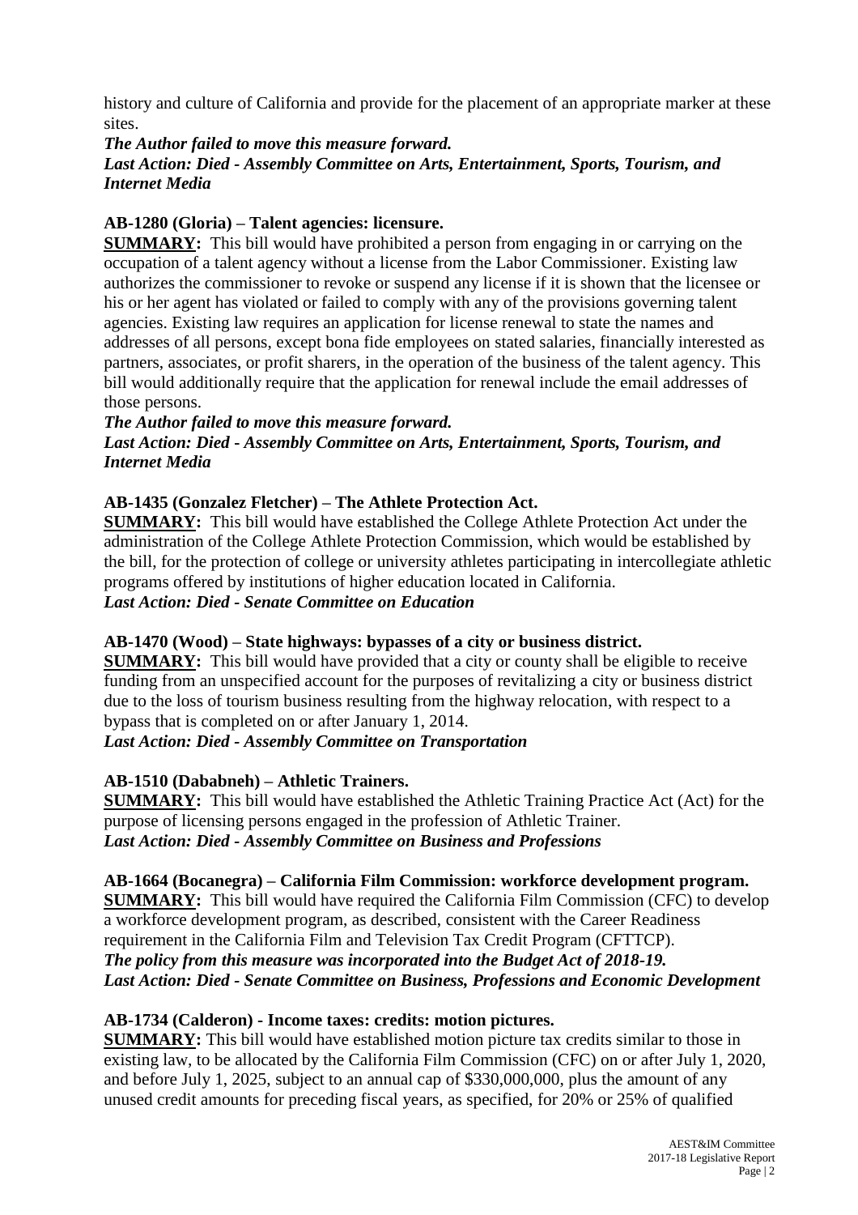history and culture of California and provide for the placement of an appropriate marker at these sites.

***The Author failed to move this measure forward.***
***Last Action: Died - Assembly Committee on Arts, Entertainment, Sports, Tourism, and Internet Media***

**AB-1280 (Gloria) – Talent agencies: licensure.**
**SUMMARY:** This bill would have prohibited a person from engaging in or carrying on the occupation of a talent agency without a license from the Labor Commissioner. Existing law authorizes the commissioner to revoke or suspend any license if it is shown that the licensee or his or her agent has violated or failed to comply with any of the provisions governing talent agencies. Existing law requires an application for license renewal to state the names and addresses of all persons, except bona fide employees on stated salaries, financially interested as partners, associates, or profit sharers, in the operation of the business of the talent agency. This bill would additionally require that the application for renewal include the email addresses of those persons.
***The Author failed to move this measure forward.***
***Last Action: Died - Assembly Committee on Arts, Entertainment, Sports, Tourism, and Internet Media***

**AB-1435 (Gonzalez Fletcher) – The Athlete Protection Act.**
**SUMMARY:** This bill would have established the College Athlete Protection Act under the administration of the College Athlete Protection Commission, which would be established by the bill, for the protection of college or university athletes participating in intercollegiate athletic programs offered by institutions of higher education located in California.
***Last Action: Died - Senate Committee on Education***

**AB-1470 (Wood) – State highways: bypasses of a city or business district.**
**SUMMARY:** This bill would have provided that a city or county shall be eligible to receive funding from an unspecified account for the purposes of revitalizing a city or business district due to the loss of tourism business resulting from the highway relocation, with respect to a bypass that is completed on or after January 1, 2014.
***Last Action: Died - Assembly Committee on Transportation***

**AB-1510 (Dababneh) – Athletic Trainers.**
**SUMMARY:** This bill would have established the Athletic Training Practice Act (Act) for the purpose of licensing persons engaged in the profession of Athletic Trainer.
***Last Action: Died - Assembly Committee on Business and Professions***

**AB-1664 (Bocanegra) – California Film Commission: workforce development program.**
**SUMMARY:** This bill would have required the California Film Commission (CFC) to develop a workforce development program, as described, consistent with the Career Readiness requirement in the California Film and Television Tax Credit Program (CFTTCP).
***The policy from this measure was incorporated into the Budget Act of 2018-19.***
***Last Action: Died - Senate Committee on Business, Professions and Economic Development***

**AB-1734 (Calderon) - Income taxes: credits: motion pictures.**
**SUMMARY:** This bill would have established motion picture tax credits similar to those in existing law, to be allocated by the California Film Commission (CFC) on or after July 1, 2020, and before July 1, 2025, subject to an annual cap of $330,000,000, plus the amount of any unused credit amounts for preceding fiscal years, as specified, for 20% or 25% of qualified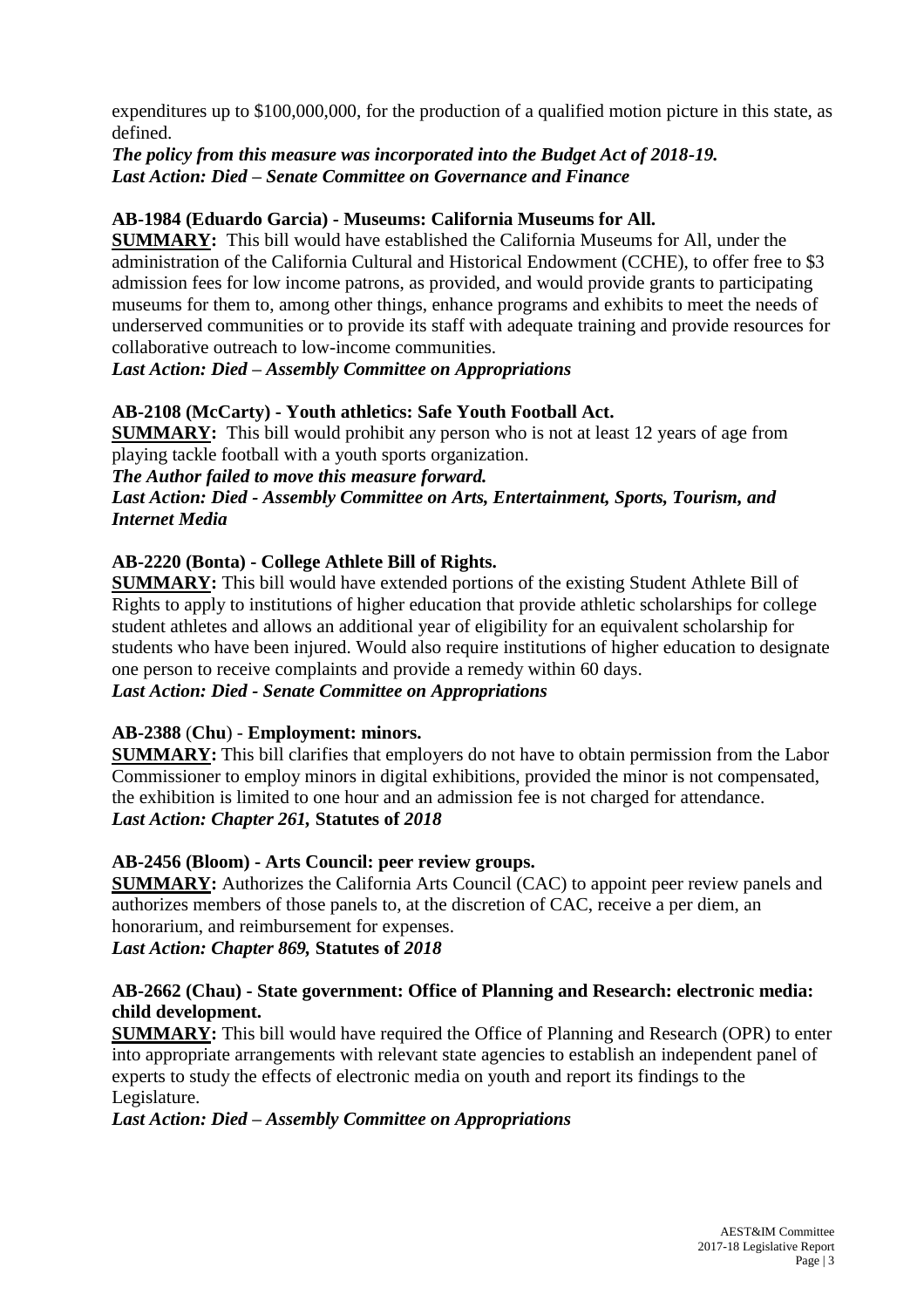expenditures up to $100,000,000, for the production of a qualified motion picture in this state, as defined.
***The policy from this measure was incorporated into the Budget Act of 2018-19.***
***Last Action: Died – Senate Committee on Governance and Finance***

**AB-1984 (Eduardo Garcia) - Museums: California Museums for All.**
**SUMMARY:** This bill would have established the California Museums for All, under the administration of the California Cultural and Historical Endowment (CCHE), to offer free to $3 admission fees for low income patrons, as provided, and would provide grants to participating museums for them to, among other things, enhance programs and exhibits to meet the needs of underserved communities or to provide its staff with adequate training and provide resources for collaborative outreach to low-income communities.
***Last Action: Died – Assembly Committee on Appropriations***

**AB-2108 (McCarty) - Youth athletics: Safe Youth Football Act.**
**SUMMARY:** This bill would prohibit any person who is not at least 12 years of age from playing tackle football with a youth sports organization.
***The Author failed to move this measure forward.***
***Last Action: Died - Assembly Committee on Arts, Entertainment, Sports, Tourism, and Internet Media***

**AB-2220 (Bonta) - College Athlete Bill of Rights.**
**SUMMARY:** This bill would have extended portions of the existing Student Athlete Bill of Rights to apply to institutions of higher education that provide athletic scholarships for college student athletes and allows an additional year of eligibility for an equivalent scholarship for students who have been injured. Would also require institutions of higher education to designate one person to receive complaints and provide a remedy within 60 days.
***Last Action: Died - Senate Committee on Appropriations***

**AB-2388 (Chu) - Employment: minors.**
**SUMMARY:** This bill clarifies that employers do not have to obtain permission from the Labor Commissioner to employ minors in digital exhibitions, provided the minor is not compensated, the exhibition is limited to one hour and an admission fee is not charged for attendance.
***Last Action: Chapter 261, Statutes of 2018***

**AB-2456 (Bloom) - Arts Council: peer review groups.**
**SUMMARY:** Authorizes the California Arts Council (CAC) to appoint peer review panels and authorizes members of those panels to, at the discretion of CAC, receive a per diem, an honorarium, and reimbursement for expenses.
***Last Action: Chapter 869, Statutes of 2018***

**AB-2662 (Chau) - State government: Office of Planning and Research: electronic media: child development.**
**SUMMARY:** This bill would have required the Office of Planning and Research (OPR) to enter into appropriate arrangements with relevant state agencies to establish an independent panel of experts to study the effects of electronic media on youth and report its findings to the Legislature.
***Last Action: Died – Assembly Committee on Appropriations***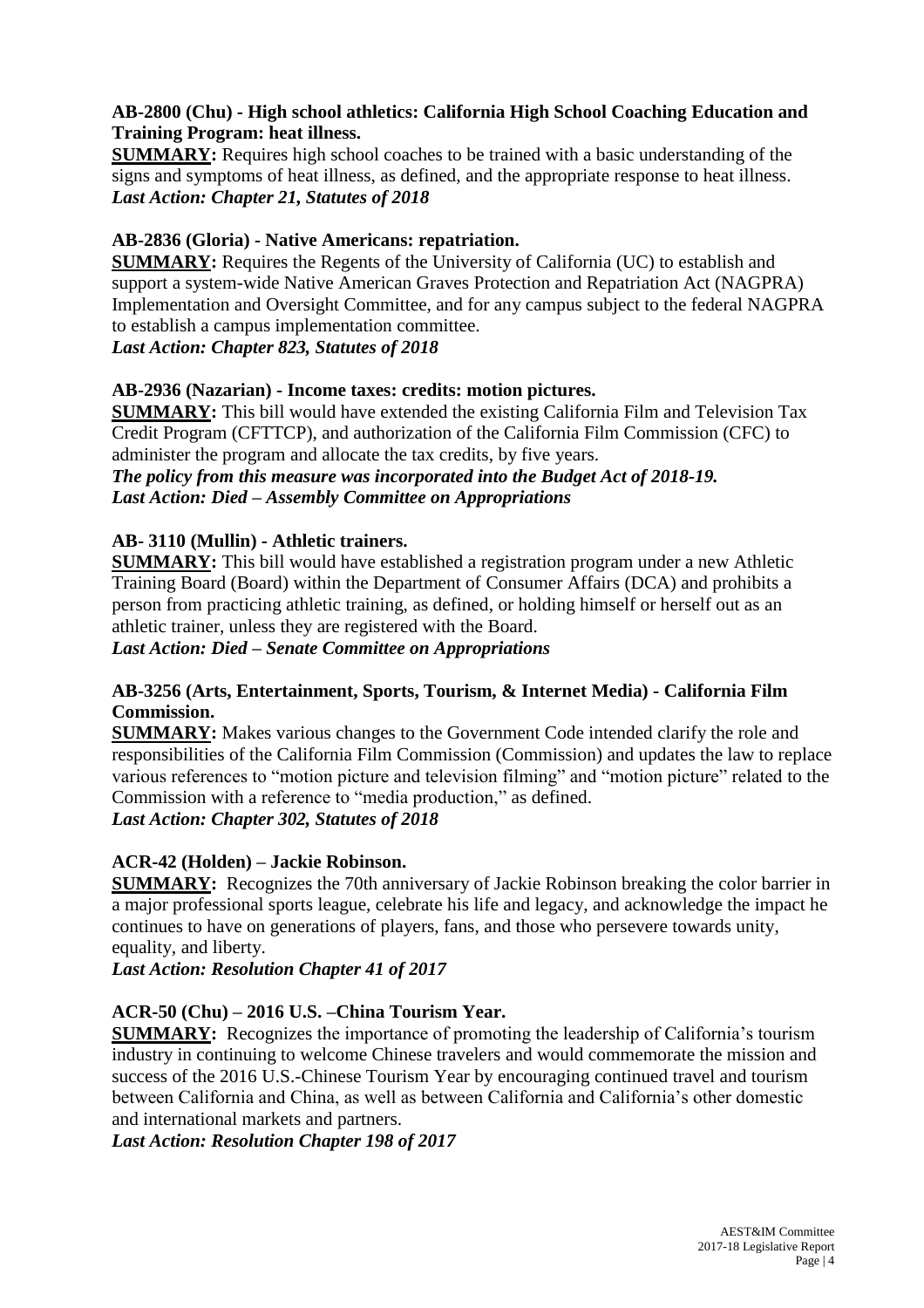**AB-2800 (Chu) - High school athletics: California High School Coaching Education and Training Program: heat illness.**

**SUMMARY:** Requires high school coaches to be trained with a basic understanding of the signs and symptoms of heat illness, as defined, and the appropriate response to heat illness.
***Last Action: Chapter 21, Statutes of 2018***

**AB-2836 (Gloria) - Native Americans: repatriation.**

**SUMMARY:** Requires the Regents of the University of California (UC) to establish and support a system-wide Native American Graves Protection and Repatriation Act (NAGPRA) Implementation and Oversight Committee, and for any campus subject to the federal NAGPRA to establish a campus implementation committee.
***Last Action: Chapter 823, Statutes of 2018***

**AB-2936 (Nazarian) - Income taxes: credits: motion pictures.**

**SUMMARY:** This bill would have extended the existing California Film and Television Tax Credit Program (CFTTCP), and authorization of the California Film Commission (CFC) to administer the program and allocate the tax credits, by five years.
***The policy from this measure was incorporated into the Budget Act of 2018-19.***
***Last Action: Died – Assembly Committee on Appropriations***

**AB- 3110 (Mullin) - Athletic trainers.**

**SUMMARY:** This bill would have established a registration program under a new Athletic Training Board (Board) within the Department of Consumer Affairs (DCA) and prohibits a person from practicing athletic training, as defined, or holding himself or herself out as an athletic trainer, unless they are registered with the Board.
***Last Action: Died – Senate Committee on Appropriations***

**AB-3256 (Arts, Entertainment, Sports, Tourism, & Internet Media) - California Film Commission.**

**SUMMARY:** Makes various changes to the Government Code intended clarify the role and responsibilities of the California Film Commission (Commission) and updates the law to replace various references to "motion picture and television filming" and "motion picture" related to the Commission with a reference to "media production," as defined.
***Last Action: Chapter 302, Statutes of 2018***

**ACR-42 (Holden) – Jackie Robinson.**

**SUMMARY:** Recognizes the 70th anniversary of Jackie Robinson breaking the color barrier in a major professional sports league, celebrate his life and legacy, and acknowledge the impact he continues to have on generations of players, fans, and those who persevere towards unity, equality, and liberty.
***Last Action: Resolution Chapter 41 of 2017***

**ACR-50 (Chu) – 2016 U.S. –China Tourism Year.**

**SUMMARY:** Recognizes the importance of promoting the leadership of California's tourism industry in continuing to welcome Chinese travelers and would commemorate the mission and success of the 2016 U.S.-Chinese Tourism Year by encouraging continued travel and tourism between California and China, as well as between California and California's other domestic and international markets and partners.
***Last Action: Resolution Chapter 198 of 2017***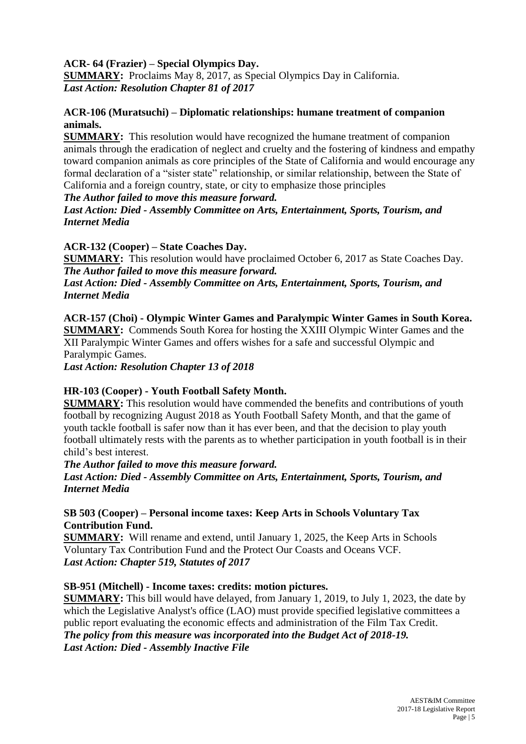**ACR- 64 (Frazier) – Special Olympics Day.**
**SUMMARY:** Proclaims May 8, 2017, as Special Olympics Day in California.
***Last Action: Resolution Chapter 81 of 2017***

**ACR-106 (Muratsuchi) – Diplomatic relationships: humane treatment of companion animals.**
**SUMMARY:** This resolution would have recognized the humane treatment of companion animals through the eradication of neglect and cruelty and the fostering of kindness and empathy toward companion animals as core principles of the State of California and would encourage any formal declaration of a "sister state" relationship, or similar relationship, between the State of California and a foreign country, state, or city to emphasize those principles
***The Author failed to move this measure forward.***
***Last Action: Died - Assembly Committee on Arts, Entertainment, Sports, Tourism, and Internet Media***

**ACR-132 (Cooper) – State Coaches Day.**
**SUMMARY:** This resolution would have proclaimed October 6, 2017 as State Coaches Day.
***The Author failed to move this measure forward.***
***Last Action: Died - Assembly Committee on Arts, Entertainment, Sports, Tourism, and Internet Media***

**ACR-157 (Choi) - Olympic Winter Games and Paralympic Winter Games in South Korea.**
**SUMMARY:** Commends South Korea for hosting the XXIII Olympic Winter Games and the XII Paralympic Winter Games and offers wishes for a safe and successful Olympic and Paralympic Games.
***Last Action: Resolution Chapter 13 of 2018***

**HR-103 (Cooper) - Youth Football Safety Month.**
**SUMMARY:** This resolution would have commended the benefits and contributions of youth football by recognizing August 2018 as Youth Football Safety Month, and that the game of youth tackle football is safer now than it has ever been, and that the decision to play youth football ultimately rests with the parents as to whether participation in youth football is in their child's best interest.
***The Author failed to move this measure forward.***
***Last Action: Died - Assembly Committee on Arts, Entertainment, Sports, Tourism, and Internet Media***

**SB 503 (Cooper) – Personal income taxes: Keep Arts in Schools Voluntary Tax Contribution Fund.**
**SUMMARY:** Will rename and extend, until January 1, 2025, the Keep Arts in Schools Voluntary Tax Contribution Fund and the Protect Our Coasts and Oceans VCF.
***Last Action: Chapter 519, Statutes of 2017***

**SB-951 (Mitchell) - Income taxes: credits: motion pictures.**
**SUMMARY:** This bill would have delayed, from January 1, 2019, to July 1, 2023, the date by which the Legislative Analyst's office (LAO) must provide specified legislative committees a public report evaluating the economic effects and administration of the Film Tax Credit.
***The policy from this measure was incorporated into the Budget Act of 2018-19.***
***Last Action: Died - Assembly Inactive File***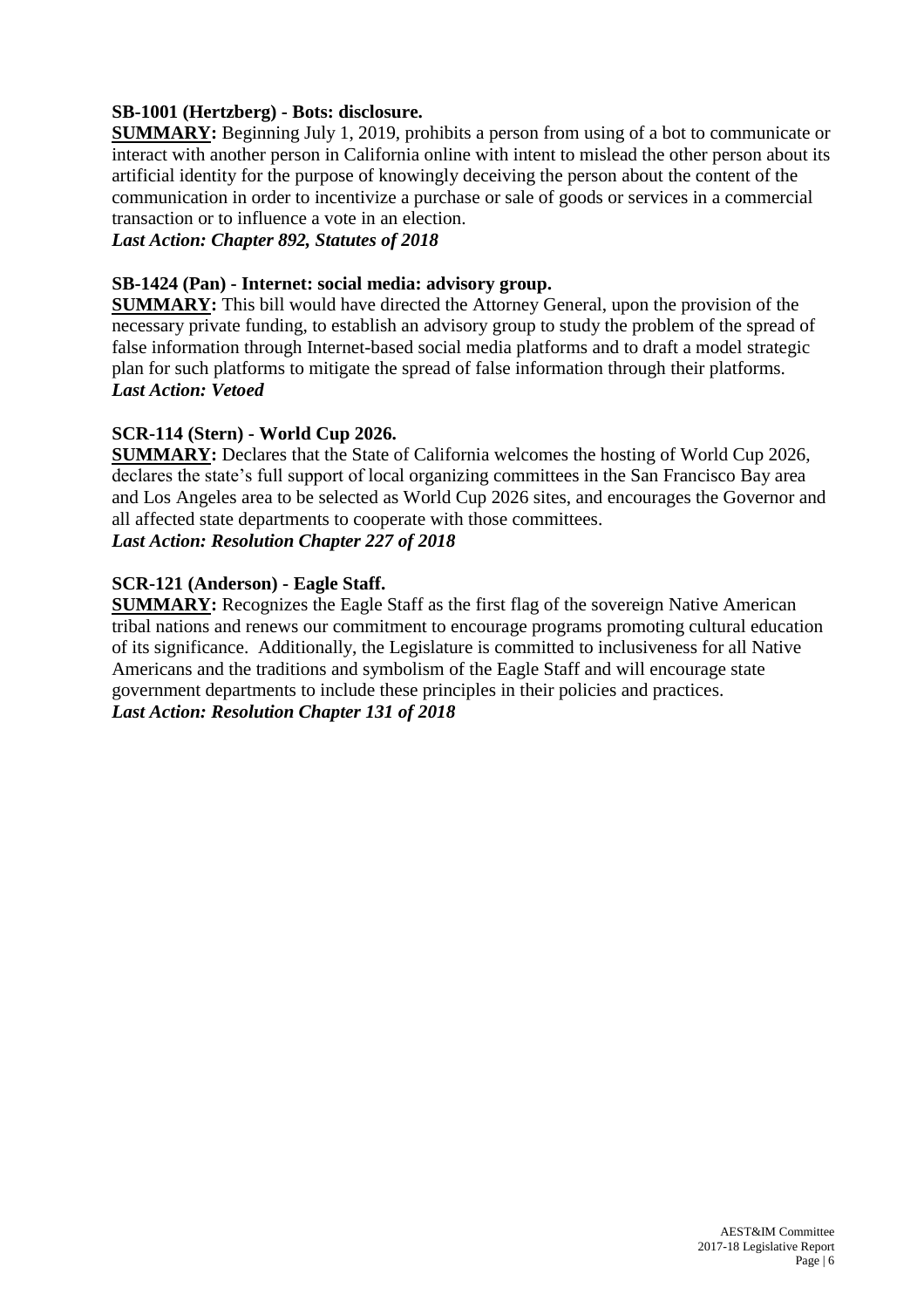**SB-1001 (Hertzberg) - Bots: disclosure.**
**SUMMARY:** Beginning July 1, 2019, prohibits a person from using of a bot to communicate or interact with another person in California online with intent to mislead the other person about its artificial identity for the purpose of knowingly deceiving the person about the content of the communication in order to incentivize a purchase or sale of goods or services in a commercial transaction or to influence a vote in an election.
***Last Action: Chapter 892, Statutes of 2018***

**SB-1424 (Pan) - Internet: social media: advisory group.**
**SUMMARY:** This bill would have directed the Attorney General, upon the provision of the necessary private funding, to establish an advisory group to study the problem of the spread of false information through Internet-based social media platforms and to draft a model strategic plan for such platforms to mitigate the spread of false information through their platforms.
***Last Action: Vetoed***

**SCR-114 (Stern) - World Cup 2026.**
**SUMMARY:** Declares that the State of California welcomes the hosting of World Cup 2026, declares the state's full support of local organizing committees in the San Francisco Bay area and Los Angeles area to be selected as World Cup 2026 sites, and encourages the Governor and all affected state departments to cooperate with those committees.
***Last Action: Resolution Chapter 227 of 2018***

**SCR-121 (Anderson) - Eagle Staff.**
**SUMMARY:** Recognizes the Eagle Staff as the first flag of the sovereign Native American tribal nations and renews our commitment to encourage programs promoting cultural education of its significance. Additionally, the Legislature is committed to inclusiveness for all Native Americans and the traditions and symbolism of the Eagle Staff and will encourage state government departments to include these principles in their policies and practices.
***Last Action: Resolution Chapter 131 of 2018***